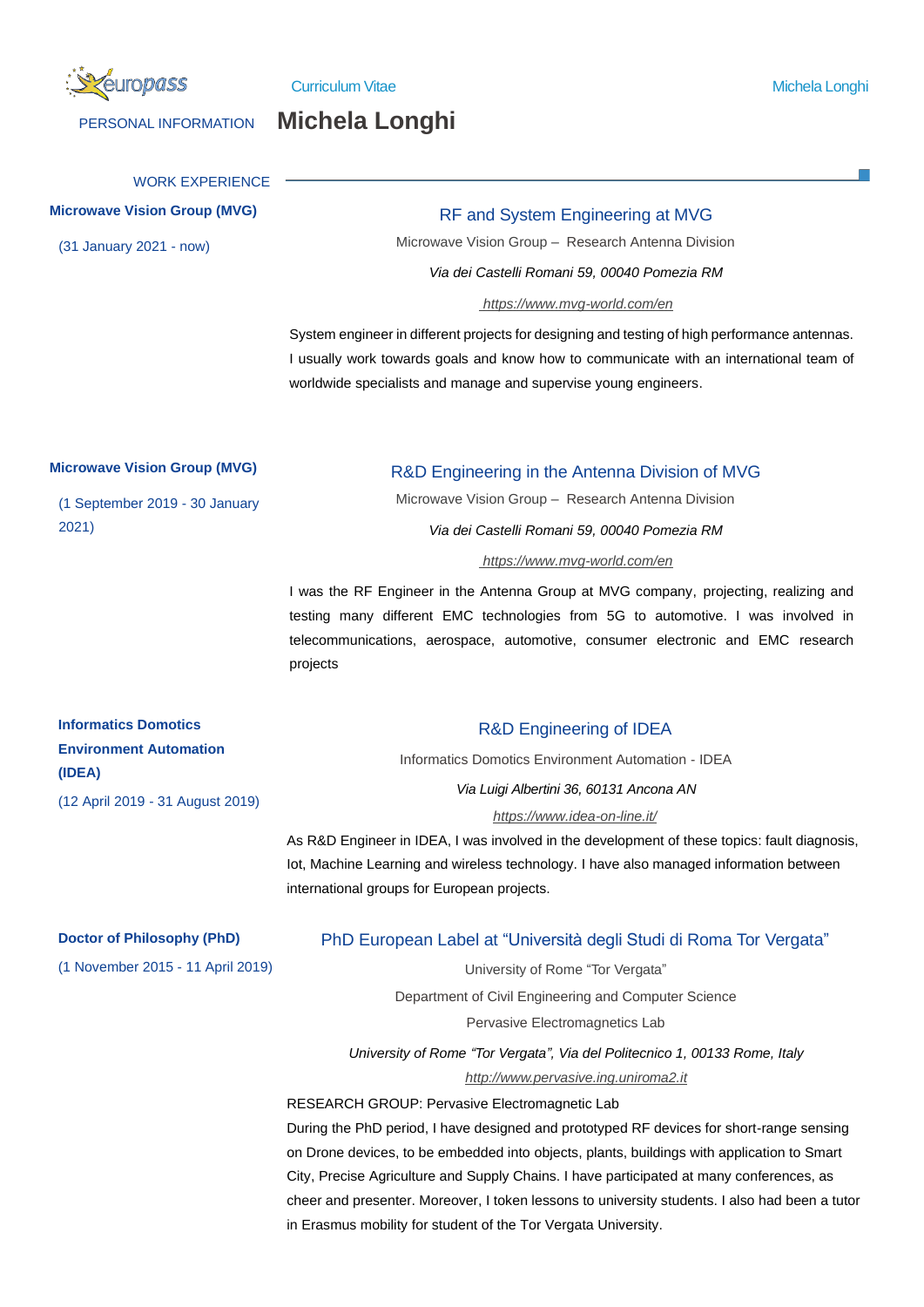Curriculum Vitae

# Michela Longhi

PERSONAL INFORMATION

## WORK EXPERIENCE

**Microwave Vision Group (MVG)**

(31 January 2021 - now)

### RF and System Engineering at MVG

Microwave Vision Group – Research Antenna Division

*Via dei Castelli Romani 59, 00040 Pomezia RM*

*https://www.mvg-world.com/en*

System engineer in different projects for designing and testing of high performance antennas. I usually work towards goals and know how to communicate with an international team of worldwide specialists and manage and supervise young engineers.

**Microwave Vision Group (MVG)**

(1 September 2019 - 30 January 2021)

### R&D Engineering in the Antenna Division of MVG

Microwave Vision Group – Research Antenna Division

*Via dei Castelli Romani 59, 00040 Pomezia RM*

*https://www.mvg-world.com/en*

I was the RF Engineer in the Antenna Group at MVG company, projecting, realizing and testing many different EMC technologies from 5G to automotive. I was involved in telecommunications, aerospace, automotive, consumer electronic and EMC research projects

**Informatics Domotics Environment Automation (IDEA)**

(12 April 2019 - 31 August 2019)

### R&D Engineering of IDEA

Informatics Domotics Environment Automation - IDEA

*Via Luigi Albertini 36, 60131 Ancona AN*

*https://www.idea-on-line.it/*

As R&D Engineer in IDEA, I was involved in the development of these topics: fault diagnosis, Iot, Machine Learning and wireless technology. I have also managed information between international groups for European projects.

**Doctor of Philosophy (PhD)**

(1 November 2015 - 11 April 2019)

### PhD European Label at “Università degli Studi di Roma Tor Vergata”

University of Rome “Tor Vergata”

Department of Civil Engineering and Computer Science

Pervasive Electromagnetics Lab

*University of Rome “Tor Vergata”, Via del Politecnico 1, 00133 Rome, Italy*

*http://www.pervasive.ing.uniroma2.it*

RESEARCH GROUP: Pervasive Electromagnetic Lab

During the PhD period, I have designed and prototyped RF devices for short-range sensing on Drone devices, to be embedded into objects, plants, buildings with application to Smart City, Precise Agriculture and Supply Chains. I have participated at many conferences, as cheer and presenter. Moreover, I token lessons to university students. I also had been a tutor in Erasmus mobility for student of the Tor Vergata University.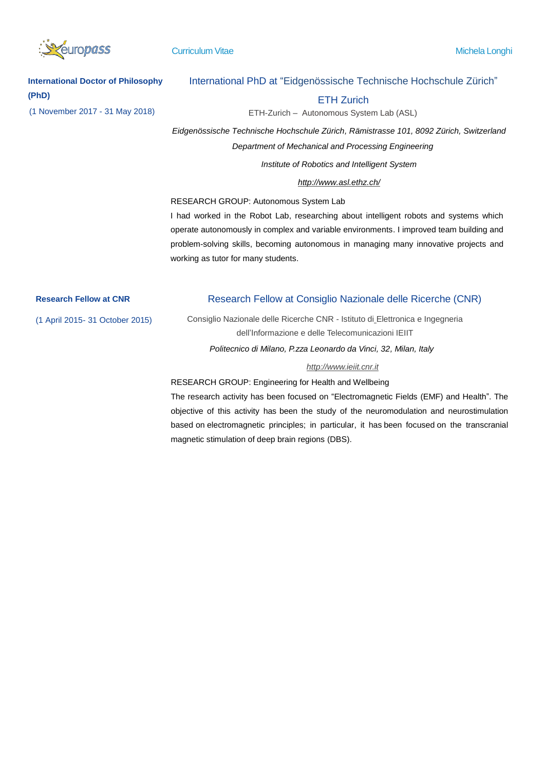**International Doctor of Philosophy (PhD)**

(1 November 2017 - 31 May 2018)

## International PhD at "Eidgenössische Technische Hochschule Zürich"

## ETH Zurich

ETH-Zurich – Autonomous System Lab (ASL)

*Eidgenössische Technische Hochschule Zürich, Rämistrasse 101, 8092 Zürich, Switzerland*

*Department of Mechanical and Processing Engineering*

*Institute of Robotics and Intelligent System*

*http://www.asl.ethz.ch/*

RESEARCH GROUP: Autonomous System Lab

I had worked in the Robot Lab, researching about intelligent robots and systems which operate autonomously in complex and variable environments. I improved team building and problem-solving skills, becoming autonomous in managing many innovative projects and working as tutor for many students.

**Research Fellow at CNR**

(1 April 2015- 31 October 2015)

## Research Fellow at Consiglio Nazionale delle Ricerche (CNR)

Consiglio Nazionale delle Ricerche CNR - Istituto di Elettronica e Ingegneria dell'Informazione e delle Telecomunicazioni IEIIT

*Politecnico di Milano, P.zza Leonardo da Vinci, 32, Milan, Italy*

*http://www.ieiit.cnr.it*

RESEARCH GROUP: Engineering for Health and Wellbeing

The research activity has been focused on "Electromagnetic Fields (EMF) and Health". The objective of this activity has been the study of the neuromodulation and neurostimulation based on electromagnetic principles; in particular, it has been focused on the transcranial magnetic stimulation of deep brain regions (DBS).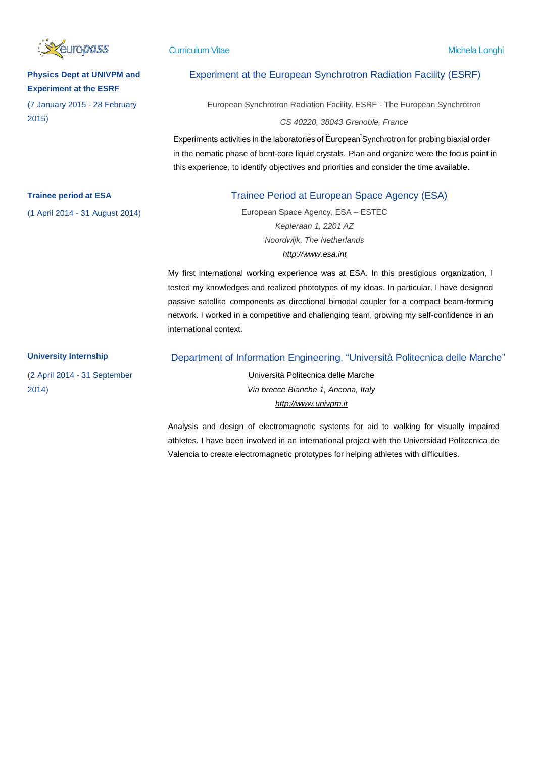**Physics Dept at UNIVPM and Experiment at the ESRF**

(7 January 2015 - 28 February 2015)

## Experiment at the European Synchrotron Radiation Facility (ESRF)

European Synchrotron Radiation Facility, ESRF - The European Synchrotron

*CS 40220, 38043 Grenoble, France*

Experiments activities in the laboratories of European Synchrotron for probing biaxial order in the nematic phase of bent-core liquid crystals. Plan and organize were the focus point in this experience, to identify objectives and priorities and consider the time available.

**Trainee period at ESA**

(1 April 2014 - 31 August 2014)

## Trainee Period at European Space Agency (ESA)

European Space Agency, ESA – ESTEC

*Kepleraan 1, 2201 AZ*

*Noordwijk, The Netherlands*

*http://www.esa.int*

My first international working experience was at ESA. In this prestigious organization, I tested my knowledges and realized phototypes of my ideas. In particular, I have designed passive satellite components as directional bimodal coupler for a compact beam-forming network. I worked in a competitive and challenging team, growing my self-confidence in an international context.

**University Internship**

(2 April 2014 - 31 September 2014)

## Department of Information Engineering, "Università Politecnica delle Marche"

Università Politecnica delle Marche

*Via brecce Bianche 1, Ancona, Italy*

*http://www.univpm.it*

Analysis and design of electromagnetic systems for aid to walking for visually impaired athletes. I have been involved in an international project with the Universidad Politecnica de Valencia to create electromagnetic prototypes for helping athletes with difficulties.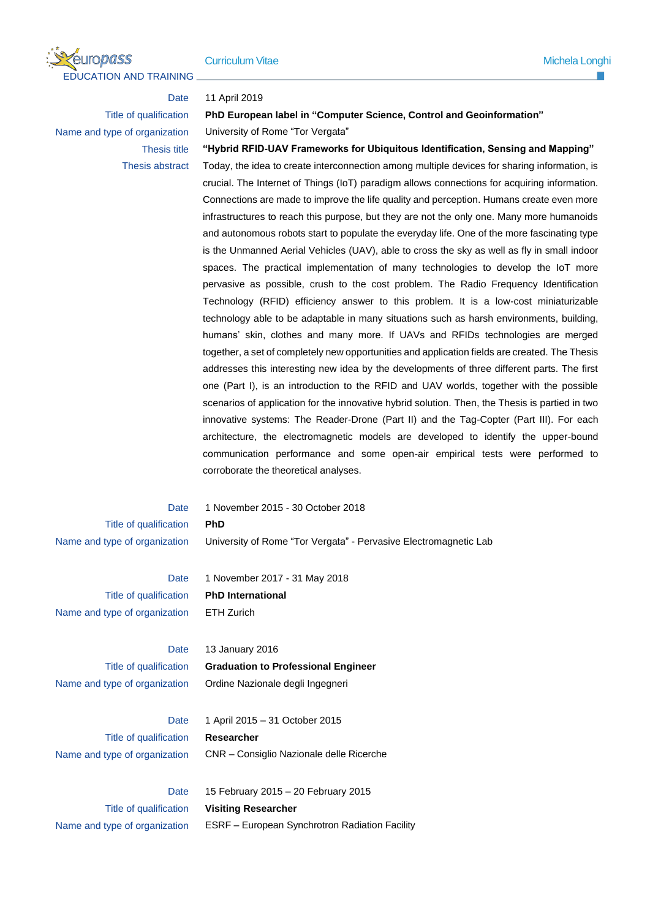## EDUCATION AND TRAINING

| | |
|---|---|
| Date | 11 April 2019 |
| Title of qualification | **PhD European label in "Computer Science, Control and Geoinformation"** |
| Name and type of organization | University of Rome "Tor Vergata" |
| Thesis title | **"Hybrid RFID-UAV Frameworks for Ubiquitous Identification, Sensing and Mapping"** |
| Thesis abstract | Today, the idea to create interconnection among multiple devices for sharing information, is crucial. The Internet of Things (IoT) paradigm allows connections for acquiring information. Connections are made to improve the life quality and perception. Humans create even more infrastructures to reach this purpose, but they are not the only one. Many more humanoids and autonomous robots start to populate the everyday life. One of the more fascinating type is the Unmanned Aerial Vehicles (UAV), able to cross the sky as well as fly in small indoor spaces. The practical implementation of many technologies to develop the IoT more pervasive as possible, crush to the cost problem. The Radio Frequency Identification Technology (RFID) efficiency answer to this problem. It is a low-cost miniaturizable technology able to be adaptable in many situations such as harsh environments, building, humans' skin, clothes and many more. If UAVs and RFIDs technologies are merged together, a set of completely new opportunities and application fields are created. The Thesis addresses this interesting new idea by the developments of three different parts. The first one (Part I), is an introduction to the RFID and UAV worlds, together with the possible scenarios of application for the innovative hybrid solution. Then, the Thesis is partied in two innovative systems: The Reader-Drone (Part II) and the Tag-Copter (Part III). For each architecture, the electromagnetic models are developed to identify the upper-bound communication performance and some open-air empirical tests were performed to corroborate the theoretical analyses. |

| | |
|---|---|
| Date | 1 November 2015 - 30 October 2018 |
| Title of qualification | **PhD** |
| Name and type of organization | University of Rome "Tor Vergata" - Pervasive Electromagnetic Lab |

| | |
|---|---|
| Date | 1 November 2017 - 31 May 2018 |
| Title of qualification | **PhD International** |
| Name and type of organization | ETH Zurich |

| | |
|---|---|
| Date | 13 January 2016 |
| Title of qualification | **Graduation to Professional Engineer** |
| Name and type of organization | Ordine Nazionale degli Ingegneri |

| | |
|---|---|
| Date | 1 April 2015 – 31 October 2015 |
| Title of qualification | **Researcher** |
| Name and type of organization | CNR – Consiglio Nazionale delle Ricerche |

| | |
|---|---|
| Date | 15 February 2015 – 20 February 2015 |
| Title of qualification | **Visiting Researcher** |
| Name and type of organization | ESRF – European Synchrotron Radiation Facility |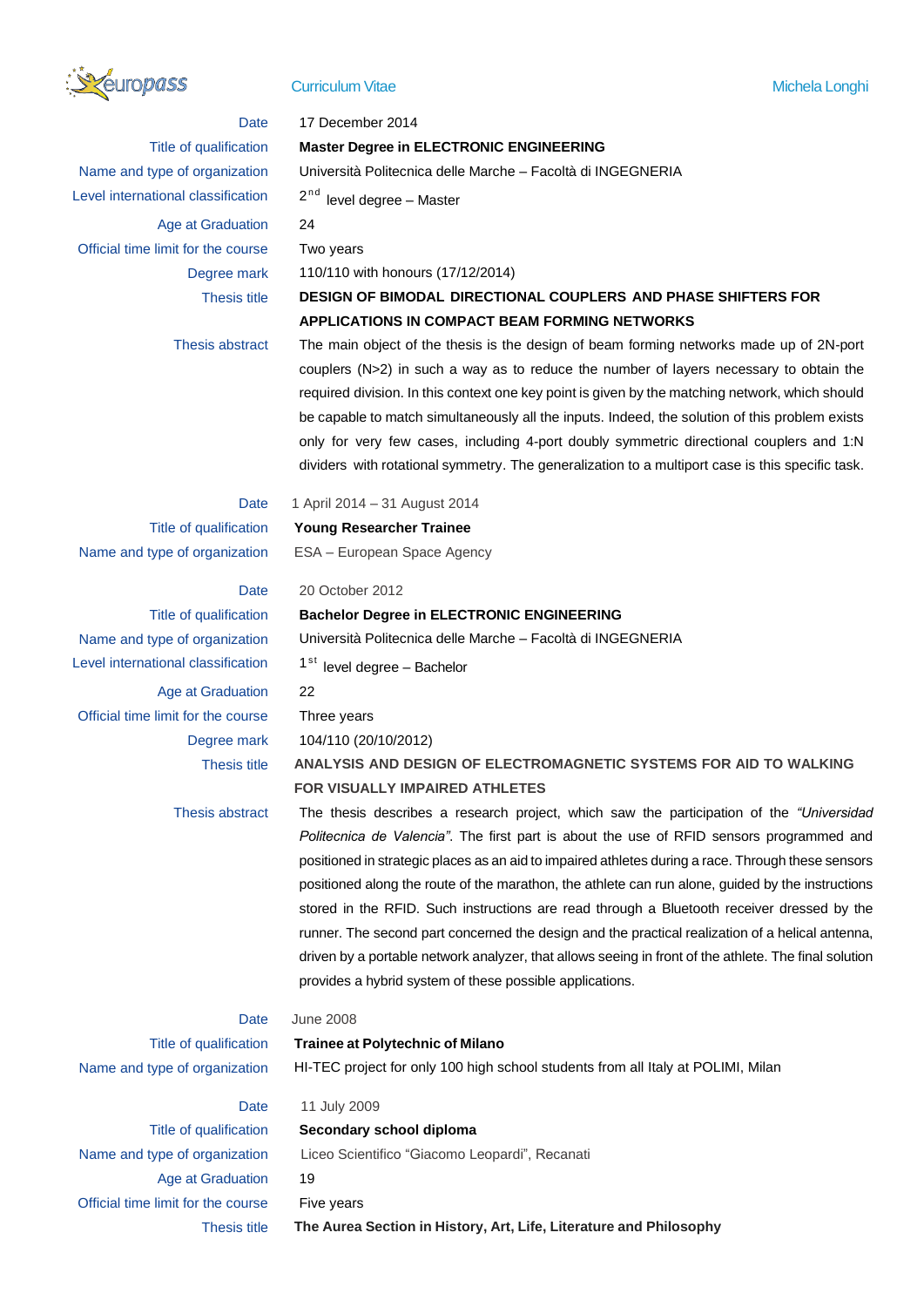| | |
|---|---|
| Date | 17 December 2014 |
| Title of qualification | **Master Degree in ELECTRONIC ENGINEERING** |
| Name and type of organization | Università Politecnica delle Marche – Facoltà di INGEGNERIA |
| Level international classification | 2nd level degree – Master |
| Age at Graduation | 24 |
| Official time limit for the course | Two years |
| Degree mark | 110/110 with honours (17/12/2014) |
| Thesis title | **DESIGN OF BIMODAL DIRECTIONAL COUPLERS AND PHASE SHIFTERS FOR APPLICATIONS IN COMPACT BEAM FORMING NETWORKS** |
| Thesis abstract | The main object of the thesis is the design of beam forming networks made up of 2N-port couplers (N>2) in such a way as to reduce the number of layers necessary to obtain the required division. In this context one key point is given by the matching network, which should be capable to match simultaneously all the inputs. Indeed, the solution of this problem exists only for very few cases, including 4-port doubly symmetric directional couplers and 1:N dividers with rotational symmetry. The generalization to a multiport case is this specific task. |

| | |
|---|---|
| Date | 1 April 2014 – 31 August 2014 |
| Title of qualification | **Young Researcher Trainee** |
| Name and type of organization | ESA – European Space Agency |

| | |
|---|---|
| Date | 20 October 2012 |
| Title of qualification | **Bachelor Degree in ELECTRONIC ENGINEERING** |
| Name and type of organization | Università Politecnica delle Marche – Facoltà di INGEGNERIA |
| Level international classification | 1st level degree – Bachelor |
| Age at Graduation | 22 |
| Official time limit for the course | Three years |
| Degree mark | 104/110 (20/10/2012) |
| Thesis title | **ANALYSIS AND DESIGN OF ELECTROMAGNETIC SYSTEMS FOR AID TO WALKING FOR VISUALLY IMPAIRED ATHLETES** |
| Thesis abstract | The thesis describes a research project, which saw the participation of the *"Universidad Politecnica de Valencia"*. The first part is about the use of RFID sensors programmed and positioned in strategic places as an aid to impaired athletes during a race. Through these sensors positioned along the route of the marathon, the athlete can run alone, guided by the instructions stored in the RFID. Such instructions are read through a Bluetooth receiver dressed by the runner. The second part concerned the design and the practical realization of a helical antenna, driven by a portable network analyzer, that allows seeing in front of the athlete. The final solution provides a hybrid system of these possible applications. |

| | |
|---|---|
| Date | June 2008 |
| Title of qualification | **Trainee at Polytechnic of Milano** |
| Name and type of organization | HI-TEC project for only 100 high school students from all Italy at POLIMI, Milan |

| | |
|---|---|
| Date | 11 July 2009 |
| Title of qualification | **Secondary school diploma** |
| Name and type of organization | Liceo Scientifico "Giacomo Leopardi", Recanati |
| Age at Graduation | 19 |
| Official time limit for the course | Five years |
| Thesis title | **The Aurea Section in History, Art, Life, Literature and Philosophy** |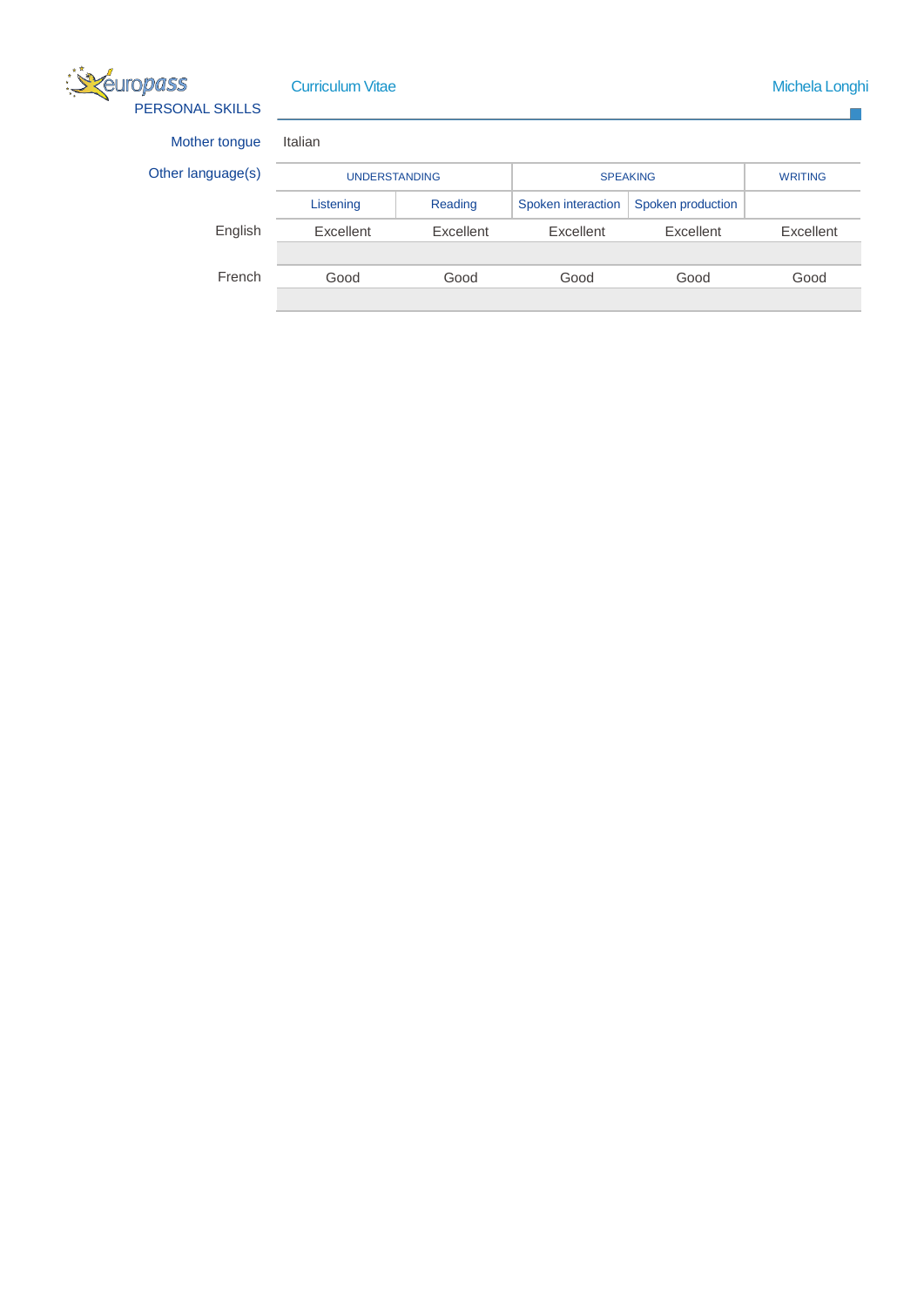## PERSONAL SKILLS

**Mother tongue** Italian

**Other language(s)**

| | UNDERSTANDING | | SPEAKING | | WRITING |
|---|---|---|---|---|---|
| | Listening | Reading | Spoken interaction | Spoken production | |
| English | Excellent | Excellent | Excellent | Excellent | Excellent |
| French | Good | Good | Good | Good | Good |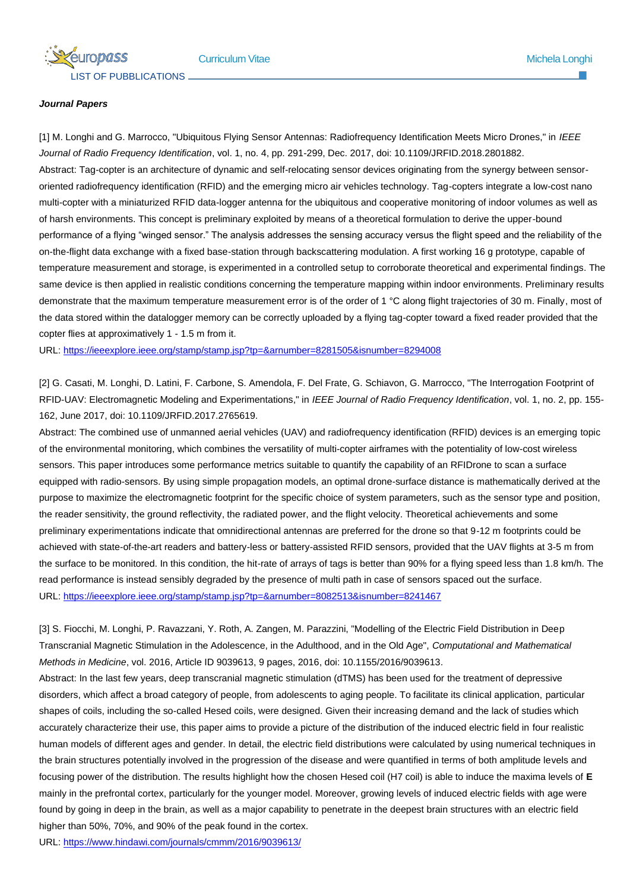## LIST OF PUBBLICATIONS

***Journal Papers***

[1] M. Longhi and G. Marrocco, "Ubiquitous Flying Sensor Antennas: Radiofrequency Identification Meets Micro Drones," in *IEEE Journal of Radio Frequency Identification*, vol. 1, no. 4, pp. 291-299, Dec. 2017, doi: 10.1109/JRFID.2018.2801882.
Abstract: Tag-copter is an architecture of dynamic and self-relocating sensor devices originating from the synergy between sensor-oriented radiofrequency identification (RFID) and the emerging micro air vehicles technology. Tag-copters integrate a low-cost nano multi-copter with a miniaturized RFID data-logger antenna for the ubiquitous and cooperative monitoring of indoor volumes as well as of harsh environments. This concept is preliminary exploited by means of a theoretical formulation to derive the upper-bound performance of a flying “winged sensor.” The analysis addresses the sensing accuracy versus the flight speed and the reliability of the on-the-flight data exchange with a fixed base-station through backscattering modulation. A first working 16 g prototype, capable of temperature measurement and storage, is experimented in a controlled setup to corroborate theoretical and experimental findings. The same device is then applied in realistic conditions concerning the temperature mapping within indoor environments. Preliminary results demonstrate that the maximum temperature measurement error is of the order of 1 °C along flight trajectories of 30 m. Finally, most of the data stored within the datalogger memory can be correctly uploaded by a flying tag-copter toward a fixed reader provided that the copter flies at approximatively 1 - 1.5 m from it.
URL: https://ieeexplore.ieee.org/stamp/stamp.jsp?tp=&arnumber=8281505&isnumber=8294008

[2] G. Casati, M. Longhi, D. Latini, F. Carbone, S. Amendola, F. Del Frate, G. Schiavon, G. Marrocco, "The Interrogation Footprint of RFID-UAV: Electromagnetic Modeling and Experimentations," in *IEEE Journal of Radio Frequency Identification*, vol. 1, no. 2, pp. 155-162, June 2017, doi: 10.1109/JRFID.2017.2765619.
Abstract: The combined use of unmanned aerial vehicles (UAV) and radiofrequency identification (RFID) devices is an emerging topic of the environmental monitoring, which combines the versatility of multi-copter airframes with the potentiality of low-cost wireless sensors. This paper introduces some performance metrics suitable to quantify the capability of an RFIDrone to scan a surface equipped with radio-sensors. By using simple propagation models, an optimal drone-surface distance is mathematically derived at the purpose to maximize the electromagnetic footprint for the specific choice of system parameters, such as the sensor type and position, the reader sensitivity, the ground reflectivity, the radiated power, and the flight velocity. Theoretical achievements and some preliminary experimentations indicate that omnidirectional antennas are preferred for the drone so that 9-12 m footprints could be achieved with state-of-the-art readers and battery-less or battery-assisted RFID sensors, provided that the UAV flights at 3-5 m from the surface to be monitored. In this condition, the hit-rate of arrays of tags is better than 90% for a flying speed less than 1.8 km/h. The read performance is instead sensibly degraded by the presence of multi path in case of sensors spaced out the surface.
URL: https://ieeexplore.ieee.org/stamp/stamp.jsp?tp=&arnumber=8082513&isnumber=8241467

[3] S. Fiocchi, M. Longhi, P. Ravazzani, Y. Roth, A. Zangen, M. Parazzini, "Modelling of the Electric Field Distribution in Deep Transcranial Magnetic Stimulation in the Adolescence, in the Adulthood, and in the Old Age", *Computational and Mathematical Methods in Medicine*, vol. 2016, Article ID 9039613, 9 pages, 2016, doi: 10.1155/2016/9039613.
Abstract: In the last few years, deep transcranial magnetic stimulation (dTMS) has been used for the treatment of depressive disorders, which affect a broad category of people, from adolescents to aging people. To facilitate its clinical application, particular shapes of coils, including the so-called Hesed coils, were designed. Given their increasing demand and the lack of studies which accurately characterize their use, this paper aims to provide a picture of the distribution of the induced electric field in four realistic human models of different ages and gender. In detail, the electric field distributions were calculated by using numerical techniques in the brain structures potentially involved in the progression of the disease and were quantified in terms of both amplitude levels and focusing power of the distribution. The results highlight how the chosen Hesed coil (H7 coil) is able to induce the maxima levels of **E** mainly in the prefrontal cortex, particularly for the younger model. Moreover, growing levels of induced electric fields with age were found by going in deep in the brain, as well as a major capability to penetrate in the deepest brain structures with an electric field higher than 50%, 70%, and 90% of the peak found in the cortex.
URL: https://www.hindawi.com/journals/cmmm/2016/9039613/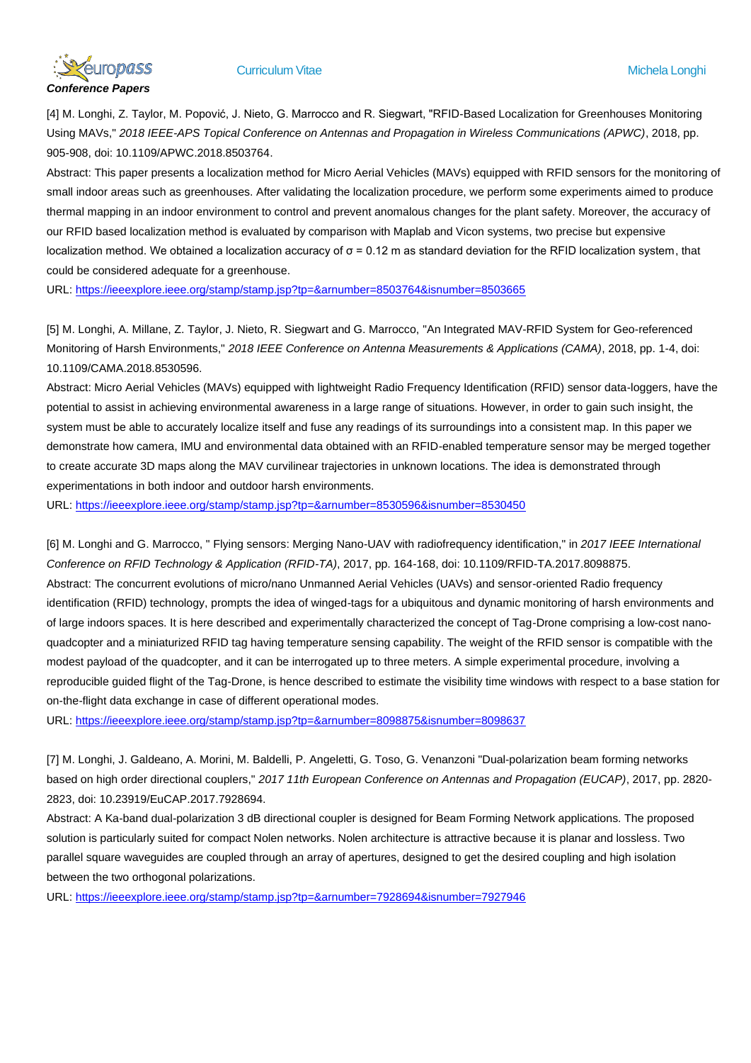***Conference Papers***

[4] M. Longhi, Z. Taylor, M. Popović, J. Nieto, G. Marrocco and R. Siegwart, "RFID-Based Localization for Greenhouses Monitoring Using MAVs," *2018 IEEE-APS Topical Conference on Antennas and Propagation in Wireless Communications (APWC)*, 2018, pp. 905-908, doi: 10.1109/APWC.2018.8503764.

Abstract: This paper presents a localization method for Micro Aerial Vehicles (MAVs) equipped with RFID sensors for the monitoring of small indoor areas such as greenhouses. After validating the localization procedure, we perform some experiments aimed to produce thermal mapping in an indoor environment to control and prevent anomalous changes for the plant safety. Moreover, the accuracy of our RFID based localization method is evaluated by comparison with Maplab and Vicon systems, two precise but expensive localization method. We obtained a localization accuracy of $\sigma = 0.12$ m as standard deviation for the RFID localization system, that could be considered adequate for a greenhouse.

URL: https://ieeexplore.ieee.org/stamp/stamp.jsp?tp=&arnumber=8503764&isnumber=8503665

[5] M. Longhi, A. Millane, Z. Taylor, J. Nieto, R. Siegwart and G. Marrocco, "An Integrated MAV-RFID System for Geo-referenced Monitoring of Harsh Environments," *2018 IEEE Conference on Antenna Measurements & Applications (CAMA)*, 2018, pp. 1-4, doi: 10.1109/CAMA.2018.8530596.

Abstract: Micro Aerial Vehicles (MAVs) equipped with lightweight Radio Frequency Identification (RFID) sensor data-loggers, have the potential to assist in achieving environmental awareness in a large range of situations. However, in order to gain such insight, the system must be able to accurately localize itself and fuse any readings of its surroundings into a consistent map. In this paper we demonstrate how camera, IMU and environmental data obtained with an RFID-enabled temperature sensor may be merged together to create accurate 3D maps along the MAV curvilinear trajectories in unknown locations. The idea is demonstrated through experimentations in both indoor and outdoor harsh environments.

URL: https://ieeexplore.ieee.org/stamp/stamp.jsp?tp=&arnumber=8530596&isnumber=8530450

[6] M. Longhi and G. Marrocco, " Flying sensors: Merging Nano-UAV with radiofrequency identification," in *2017 IEEE International Conference on RFID Technology & Application (RFID-TA)*, 2017, pp. 164-168, doi: 10.1109/RFID-TA.2017.8098875.

Abstract: The concurrent evolutions of micro/nano Unmanned Aerial Vehicles (UAVs) and sensor-oriented Radio frequency identification (RFID) technology, prompts the idea of winged-tags for a ubiquitous and dynamic monitoring of harsh environments and of large indoors spaces. It is here described and experimentally characterized the concept of Tag-Drone comprising a low-cost nano-quadcopter and a miniaturized RFID tag having temperature sensing capability. The weight of the RFID sensor is compatible with the modest payload of the quadcopter, and it can be interrogated up to three meters. A simple experimental procedure, involving a reproducible guided flight of the Tag-Drone, is hence described to estimate the visibility time windows with respect to a base station for on-the-flight data exchange in case of different operational modes.

URL: https://ieeexplore.ieee.org/stamp/stamp.jsp?tp=&arnumber=8098875&isnumber=8098637

[7] M. Longhi, J. Galdeano, A. Morini, M. Baldelli, P. Angeletti, G. Toso, G. Venanzoni "Dual-polarization beam forming networks based on high order directional couplers," *2017 11th European Conference on Antennas and Propagation (EUCAP)*, 2017, pp. 2820-2823, doi: 10.23919/EuCAP.2017.7928694.

Abstract: A Ka-band dual-polarization 3 dB directional coupler is designed for Beam Forming Network applications. The proposed solution is particularly suited for compact Nolen networks. Nolen architecture is attractive because it is planar and lossless. Two parallel square waveguides are coupled through an array of apertures, designed to get the desired coupling and high isolation between the two orthogonal polarizations.

URL: https://ieeexplore.ieee.org/stamp/stamp.jsp?tp=&arnumber=7928694&isnumber=7927946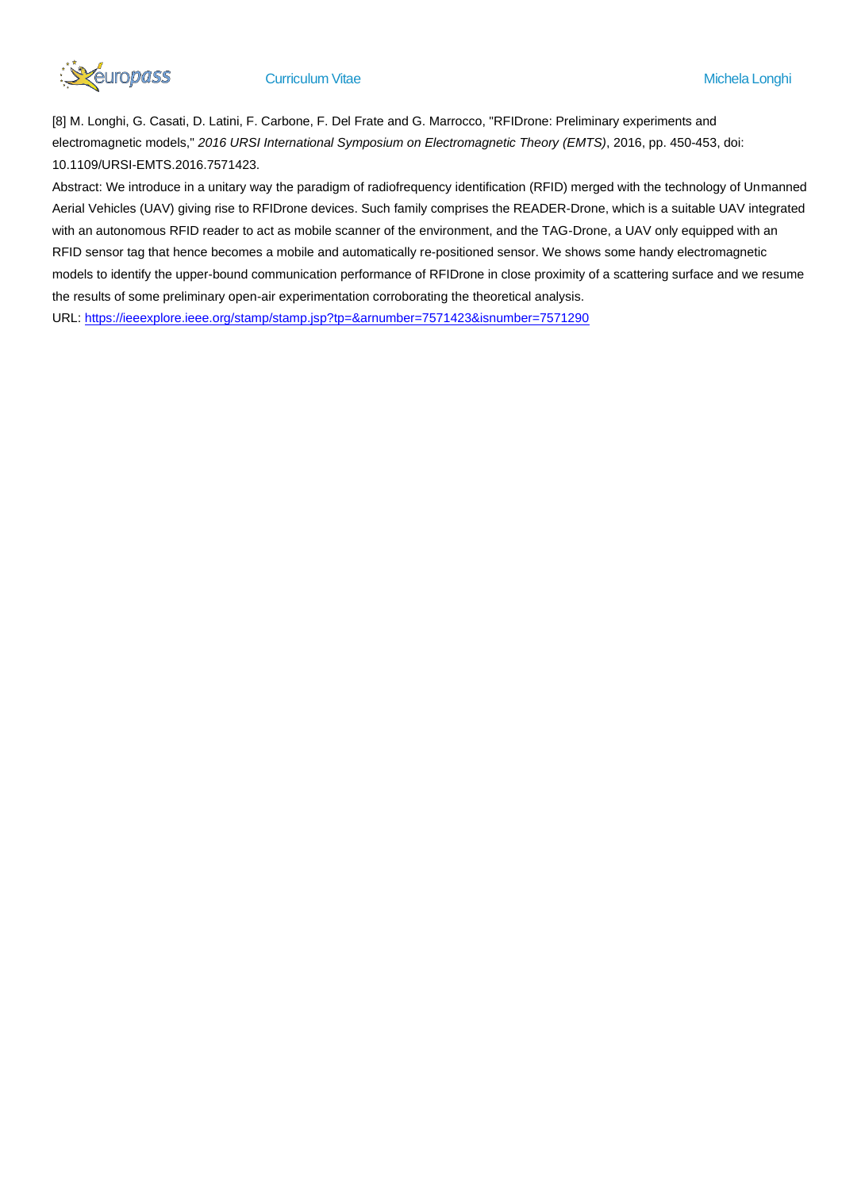[8] M. Longhi, G. Casati, D. Latini, F. Carbone, F. Del Frate and G. Marrocco, "RFIDrone: Preliminary experiments and electromagnetic models," *2016 URSI International Symposium on Electromagnetic Theory (EMTS)*, 2016, pp. 450-453, doi: 10.1109/URSI-EMTS.2016.7571423.

Abstract: We introduce in a unitary way the paradigm of radiofrequency identification (RFID) merged with the technology of Unmanned Aerial Vehicles (UAV) giving rise to RFIDrone devices. Such family comprises the READER-Drone, which is a suitable UAV integrated with an autonomous RFID reader to act as mobile scanner of the environment, and the TAG-Drone, a UAV only equipped with an RFID sensor tag that hence becomes a mobile and automatically re-positioned sensor. We shows some handy electromagnetic models to identify the upper-bound communication performance of RFIDrone in close proximity of a scattering surface and we resume the results of some preliminary open-air experimentation corroborating the theoretical analysis.

URL: https://ieeexplore.ieee.org/stamp/stamp.jsp?tp=&arnumber=7571423&isnumber=7571290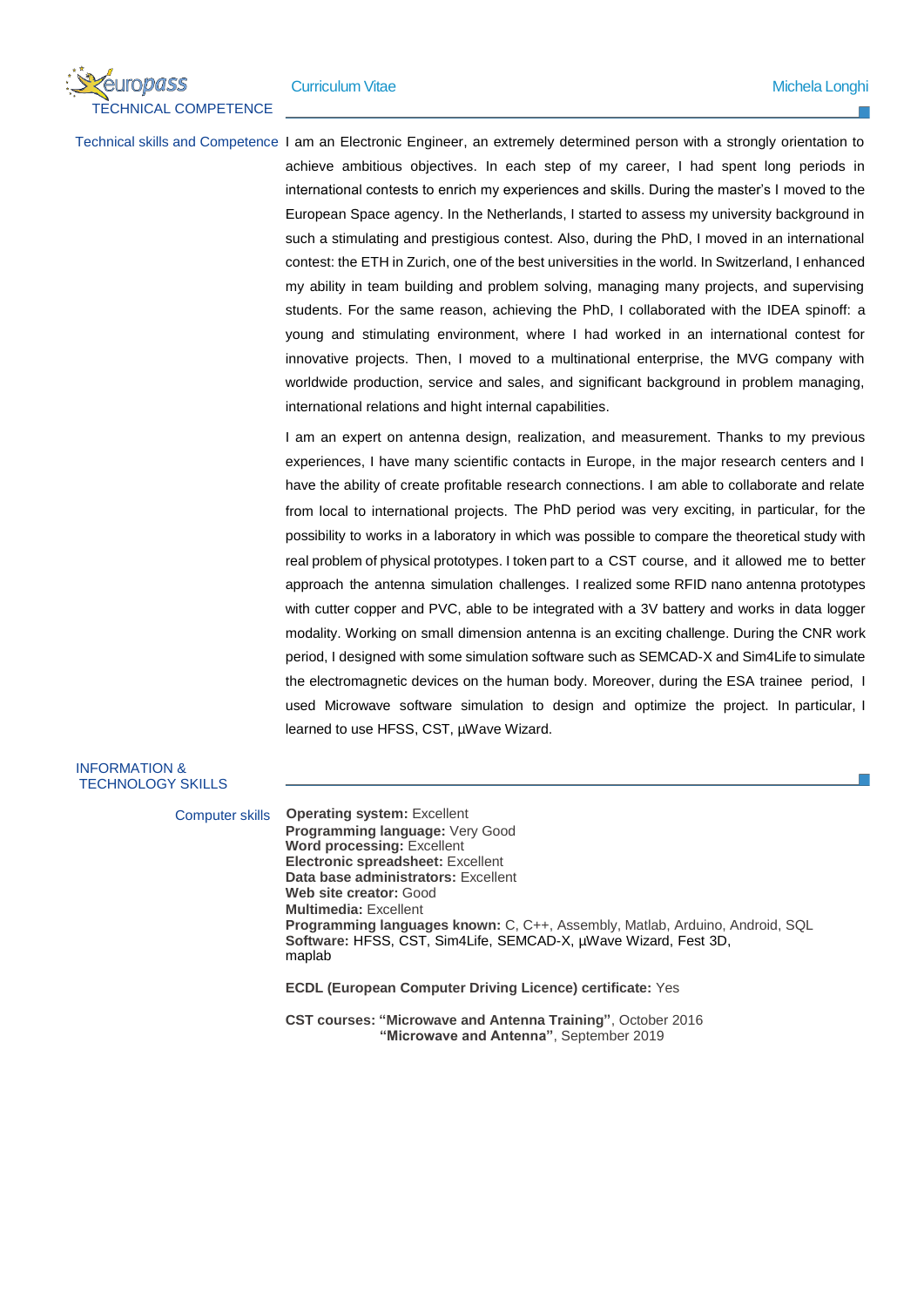## TECHNICAL COMPETENCE

**Technical skills and Competence**

I am an Electronic Engineer, an extremely determined person with a strongly orientation to achieve ambitious objectives. In each step of my career, I had spent long periods in international contests to enrich my experiences and skills. During the master's I moved to the European Space agency. In the Netherlands, I started to assess my university background in such a stimulating and prestigious contest. Also, during the PhD, I moved in an international contest: the ETH in Zurich, one of the best universities in the world. In Switzerland, I enhanced my ability in team building and problem solving, managing many projects, and supervising students. For the same reason, achieving the PhD, I collaborated with the IDEA spinoff: a young and stimulating environment, where I had worked in an international contest for innovative projects. Then, I moved to a multinational enterprise, the MVG company with worldwide production, service and sales, and significant background in problem managing, international relations and hight internal capabilities.

I am an expert on antenna design, realization, and measurement. Thanks to my previous experiences, I have many scientific contacts in Europe, in the major research centers and I have the ability of create profitable research connections. I am able to collaborate and relate from local to international projects. The PhD period was very exciting, in particular, for the possibility to works in a laboratory in which was possible to compare the theoretical study with real problem of physical prototypes. I token part to a CST course, and it allowed me to better approach the antenna simulation challenges. I realized some RFID nano antenna prototypes with cutter copper and PVC, able to be integrated with a 3V battery and works in data logger modality. Working on small dimension antenna is an exciting challenge. During the CNR work period, I designed with some simulation software such as SEMCAD-X and Sim4Life to simulate the electromagnetic devices on the human body. Moreover, during the ESA trainee period, I used Microwave software simulation to design and optimize the project. In particular, I learned to use HFSS, CST, µWave Wizard.

## INFORMATION & TECHNOLOGY SKILLS

**Computer skills**

**Operating system:** Excellent
**Programming language:** Very Good
**Word processing:** Excellent
**Electronic spreadsheet:** Excellent
**Data base administrators:** Excellent
**Web site creator:** Good
**Multimedia:** Excellent
**Programming languages known:** C, C++, Assembly, Matlab, Arduino, Android, SQL
**Software:** HFSS, CST, Sim4Life, SEMCAD-X, µWave Wizard, Fest 3D, maplab

**ECDL (European Computer Driving Licence) certificate:** Yes

**CST courses: "Microwave and Antenna Training"**, October 2016
**"Microwave and Antenna"**, September 2019